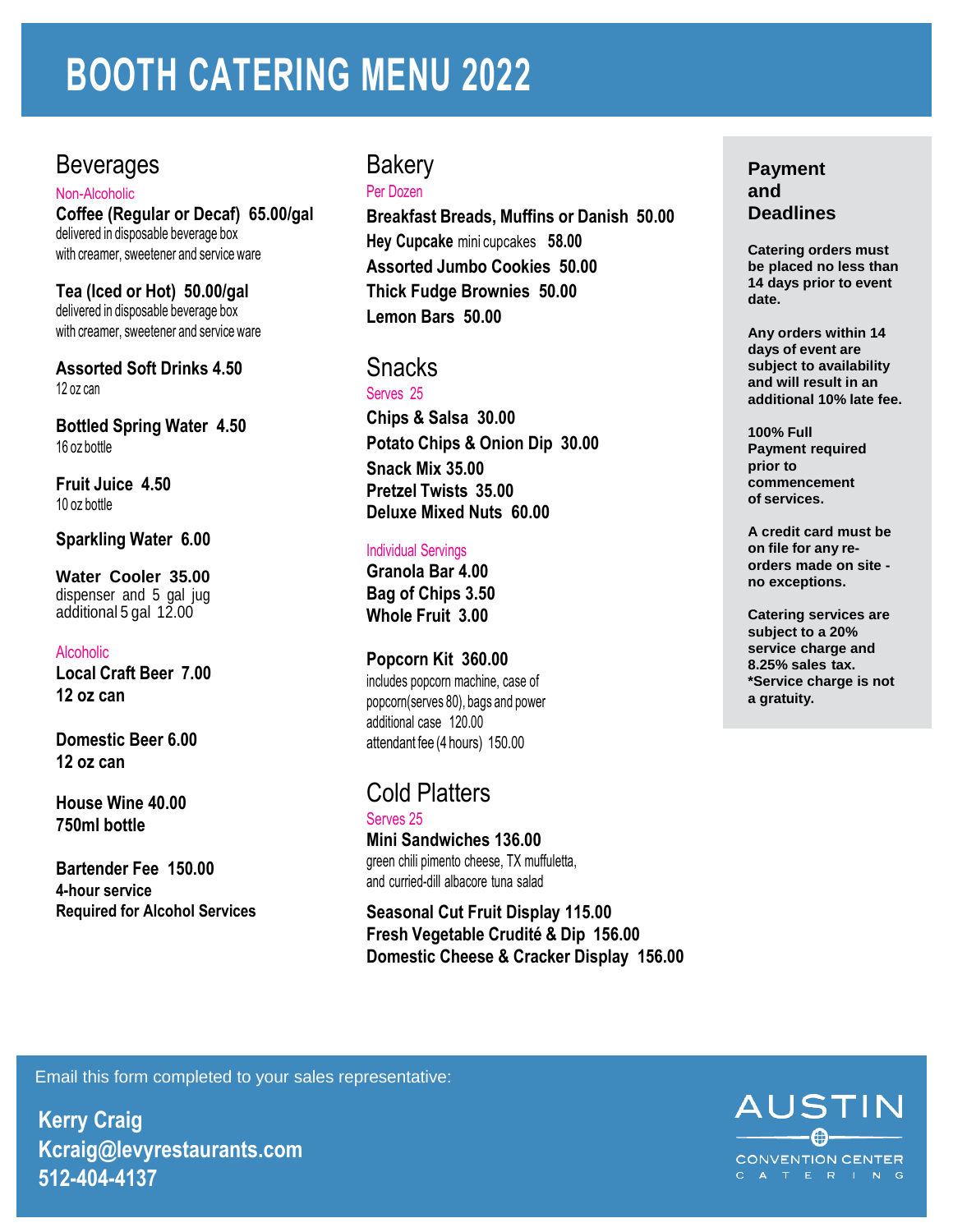# BOOTH CATERING MENU 2022

## Beverages

Non-Alcoholic

**Coffee (Regular or Decaf) 65.00/gal**
delivered in disposable beverage box
with creamer, sweetener and service ware

**Tea (Iced or Hot) 50.00/gal**
delivered in disposable beverage box
with creamer, sweetener and service ware

**Assorted Soft Drinks 4.50**
12 oz can

**Bottled Spring Water 4.50**
16 oz bottle

**Fruit Juice 4.50**
10 oz bottle

**Sparkling Water 6.00**

**Water Cooler 35.00**
dispenser and 5 gal jug
additional 5 gal 12.00

Alcoholic

**Local Craft Beer 7.00**
**12 oz can**

**Domestic Beer 6.00**
**12 oz can**

**House Wine 40.00**
**750ml bottle**

**Bartender Fee 150.00**
**4-hour service**
**Required for Alcohol Services**

## Bakery

Per Dozen

**Breakfast Breads, Muffins or Danish 50.00**
**Hey Cupcake** mini cupcakes **58.00**
**Assorted Jumbo Cookies 50.00**
**Thick Fudge Brownies 50.00**
**Lemon Bars 50.00**

## Snacks

Serves 25

**Chips & Salsa 30.00**
**Potato Chips & Onion Dip 30.00**
**Snack Mix 35.00**
**Pretzel Twists 35.00**
**Deluxe Mixed Nuts 60.00**

Individual Servings

**Granola Bar 4.00**
**Bag of Chips 3.50**
**Whole Fruit 3.00**

**Popcorn Kit 360.00**
includes popcorn machine, case of popcorn(serves 80), bags and power
additional case 120.00
attendant fee (4 hours) 150.00

## Cold Platters

Serves 25

**Mini Sandwiches 136.00**
green chili pimento cheese, TX muffuletta, and curried-dill albacore tuna salad

**Seasonal Cut Fruit Display 115.00**
**Fresh Vegetable Crudité & Dip 156.00**
**Domestic Cheese & Cracker Display 156.00**

## Payment and Deadlines

**Catering orders must be placed no less than 14 days prior to event date.**

**Any orders within 14 days of event are subject to availability and will result in an additional 10% late fee.**

**100% Full Payment required prior to commencement of services.**

**A credit card must be on file for any re-orders made on site - no exceptions.**

**Catering services are subject to a 20% service charge and 8.25% sales tax. *Service charge is not a gratuity.**

Email this form completed to your sales representative:

**Kerry Craig**
**Kcraig@levyrestaurants.com**
**512-404-4137**

AUSTIN CONVENTION CENTER CATERING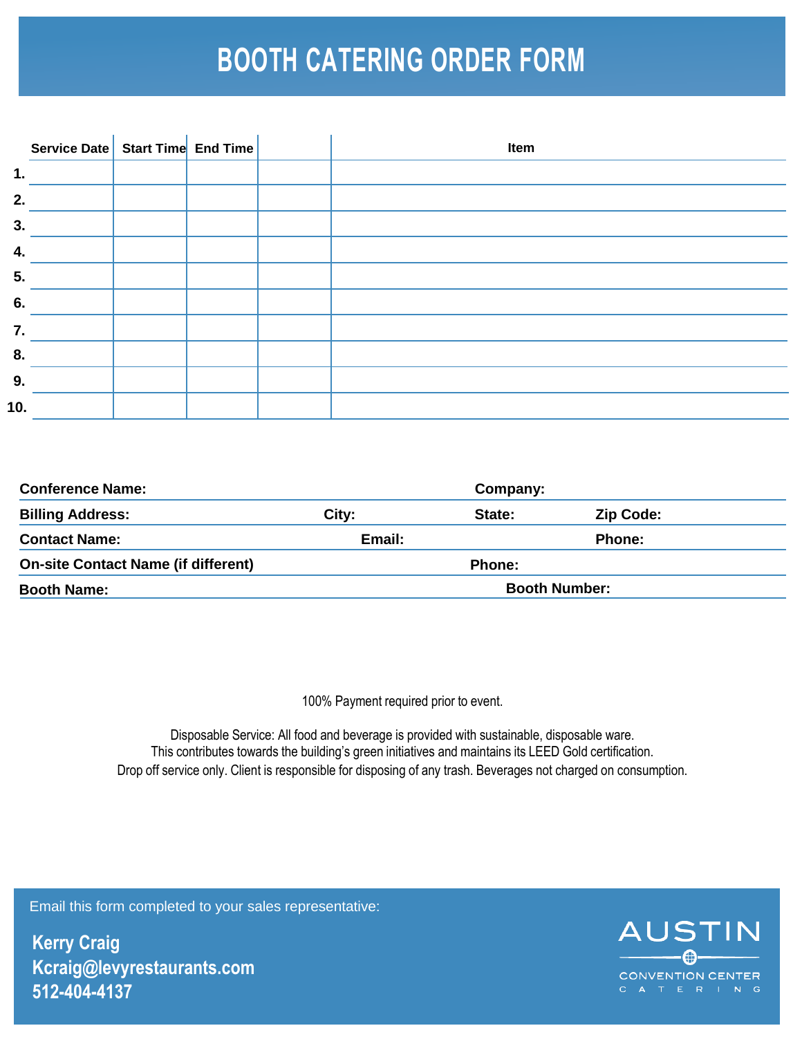# BOOTH CATERING ORDER FORM

| | Service Date | Start Time | End Time | | Item |
|---|---|---|---|---|---|
| 1. | | | | | |
| 2. | | | | | |
| 3. | | | | | |
| 4. | | | | | |
| 5. | | | | | |
| 6. | | | | | |
| 7. | | | | | |
| 8. | | | | | |
| 9. | | | | | |
| 10. | | | | | |

**Conference Name:** **Company:**

**Billing Address:** **City:** **State:** **Zip Code:**

**Contact Name:** **Email:** **Phone:**

**On-site Contact Name (if different)** **Phone:**

**Booth Name:** **Booth Number:**

100% Payment required prior to event.

Disposable Service: All food and beverage is provided with sustainable, disposable ware.
This contributes towards the building's green initiatives and maintains its LEED Gold certification.
Drop off service only. Client is responsible for disposing of any trash. Beverages not charged on consumption.

Email this form completed to your sales representative:

**Kerry Craig**
**Kcraig@levyrestaurants.com**
**512-404-4137**

AUSTIN
CONVENTION CENTER
CATERING